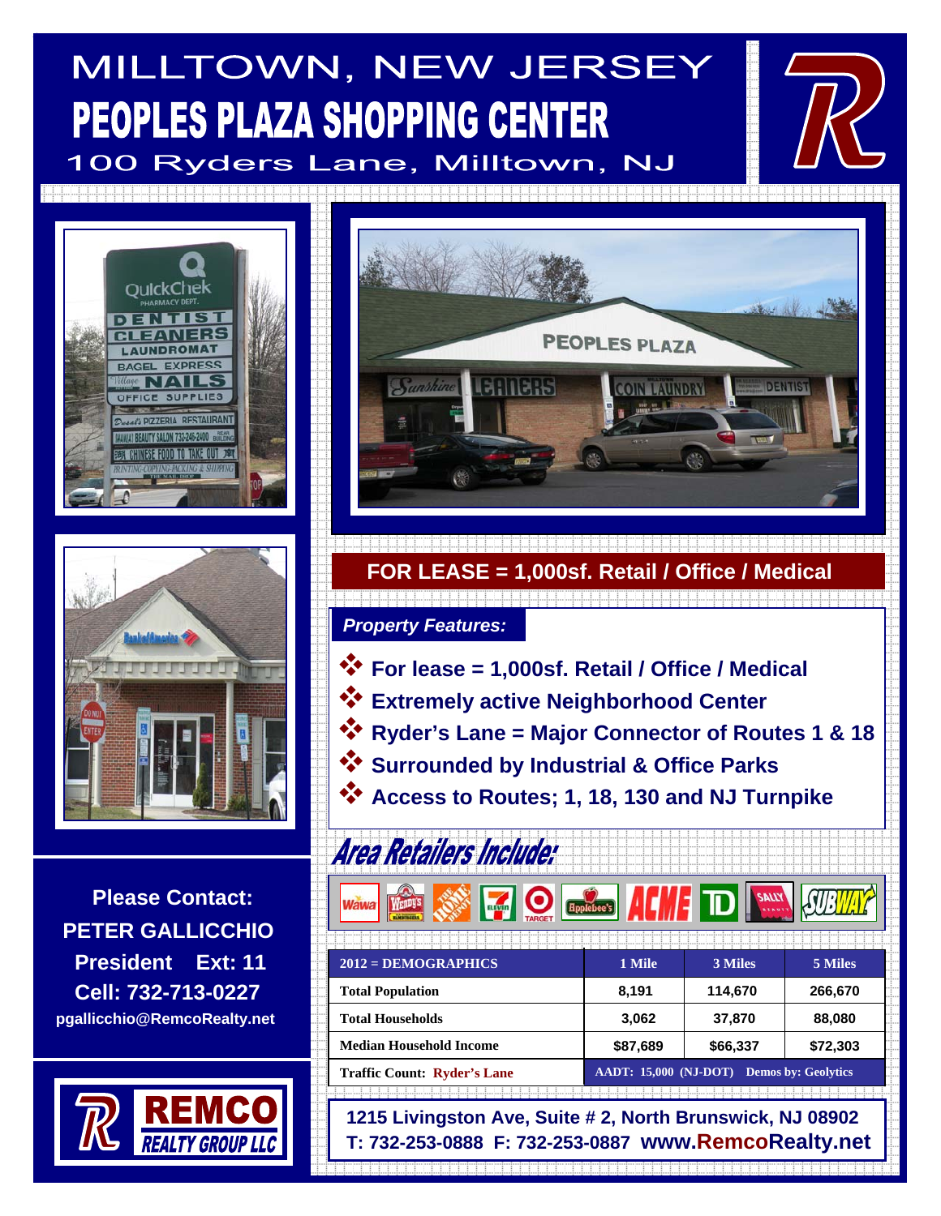# MILLTOWN, NEW JERSEY

# PEOPLES PLAZA SHOPPING CENTER

100 Ryders Lane, Milltown, NJ

## FOR LEASE = 1,000sf. Retail / Office / Medical

***Property Features:***

- **For lease = 1,000sf. Retail / Office / Medical**
- **Extremely active Neighborhood Center**
- **Ryder's Lane = Major Connector of Routes 1 & 18**
- **Surrounded by Industrial & Office Parks**
- **Access to Routes; 1, 18, 130 and NJ Turnpike**

## *Area Retailers Include:*

Wawa, Wendy's, The Home Depot, 7-Eleven, Target, Applebee's, ACME, TD, Sally Beauty, Subway

| 2012 = DEMOGRAPHICS | 1 Mile | 3 Miles | 5 Miles |
|---|---|---|---|
| Total Population | 8,191 | 114,670 | 266,670 |
| Total Households | 3,062 | 37,870 | 88,080 |
| Median Household Income | $87,689 | $66,337 | $72,303 |
| Traffic Count: Ryder's Lane | AADT: 15,000 (NJ-DOT) Demos by: Geolytics | | |

**Please Contact:**
**PETER GALLICCHIO**
**President Ext: 11**
**Cell: 732-713-0227**
**pgallicchio@RemcoRealty.net**

**REMCO REALTY GROUP LLC**

**1215 Livingston Ave, Suite # 2, North Brunswick, NJ 08902**
**T: 732-253-0888 F: 732-253-0887 www.RemcoRealty.net**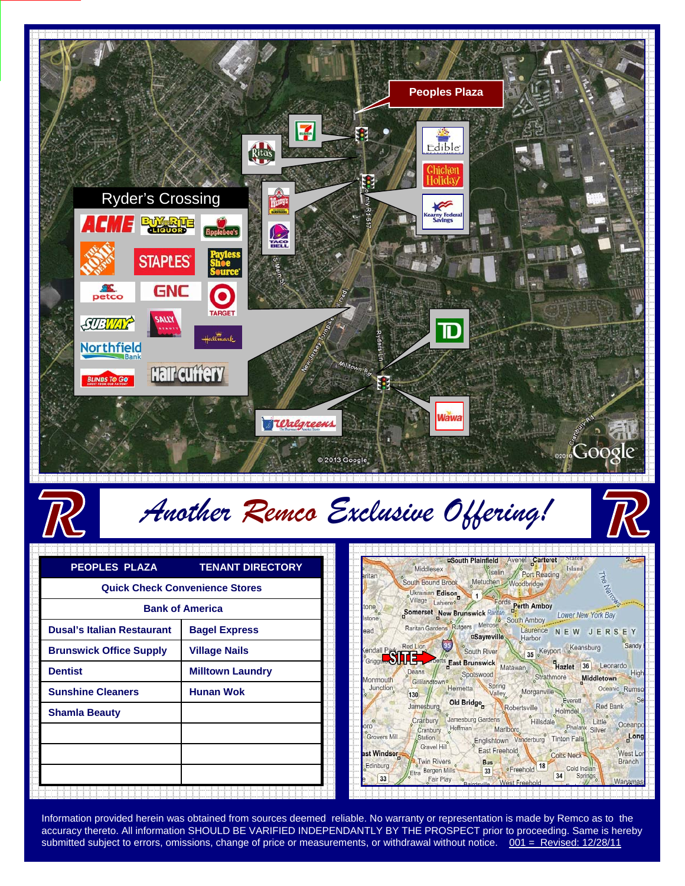Peoples Plaza

Ryder's Crossing

## Another Remco Exclusive Offering!

| PEOPLES PLAZA | TENANT DIRECTORY |
|---|---|
| Quick Check Convenience Stores | |
| Bank of America | |
| Dusal's Italian Restaurant | Bagel Express |
| Brunswick Office Supply | Village Nails |
| Dentist | Milltown Laundry |
| Sunshine Cleaners | Hunan Wok |
| Shamla Beauty | |
| | |
| | |
| | |

Information provided herein was obtained from sources deemed reliable. No warranty or representation is made by Remco as to the accuracy thereto. All information SHOULD BE VARIFIED INDEPENDANTLY BY THE PROSPECT prior to proceeding. Same is hereby submitted subject to errors, omissions, change of price or measurements, or withdrawal without notice. 001 = Revised: 12/28/11